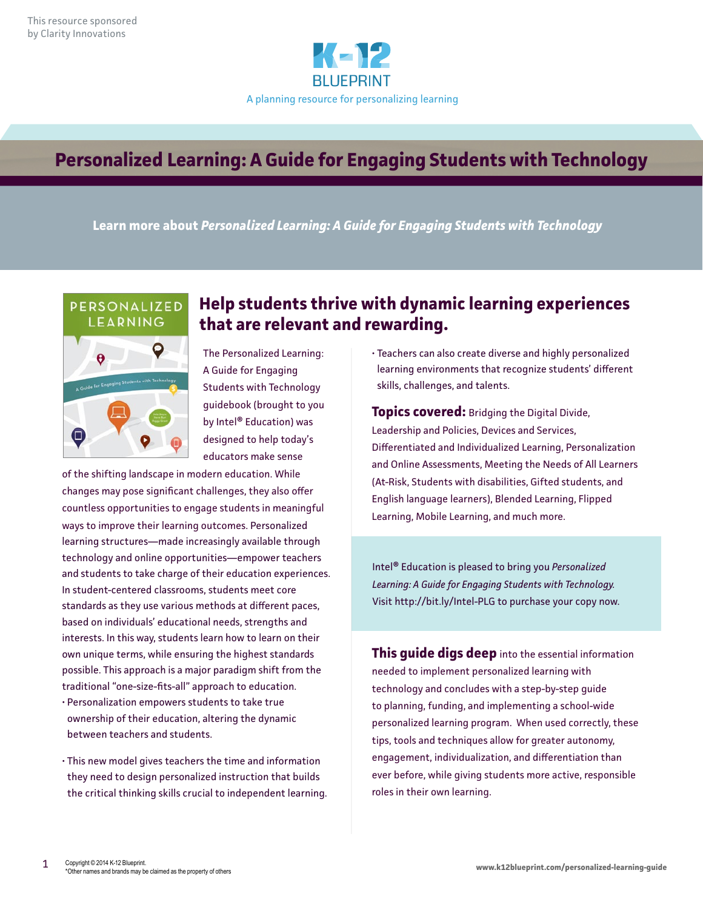This resource sponsored by Clarity Innovations

K-12 BLUEPRINT

A planning resource for personalizing learning

# Personalized Learning: A Guide for Engaging Students with Technology

**Learn more about *Personalized Learning: A Guide for Engaging Students with Technology***

## Help students thrive with dynamic learning experiences that are relevant and rewarding.

The Personalized Learning: A Guide for Engaging Students with Technology guidebook (brought to you by Intel® Education) was designed to help today's educators make sense of the shifting landscape in modern education. While changes may pose significant challenges, they also offer countless opportunities to engage students in meaningful ways to improve their learning outcomes. Personalized learning structures—made increasingly available through technology and online opportunities—empower teachers and students to take charge of their education experiences. In student-centered classrooms, students meet core standards as they use various methods at different paces, based on individuals' educational needs, strengths and interests. In this way, students learn how to learn on their own unique terms, while ensuring the highest standards possible. This approach is a major paradigm shift from the traditional "one-size-fits-all" approach to education.

- Personalization empowers students to take true ownership of their education, altering the dynamic between teachers and students.
- This new model gives teachers the time and information they need to design personalized instruction that builds the critical thinking skills crucial to independent learning.
- Teachers can also create diverse and highly personalized learning environments that recognize students' different skills, challenges, and talents.

**Topics covered:** Bridging the Digital Divide, Leadership and Policies, Devices and Services, Differentiated and Individualized Learning, Personalization and Online Assessments, Meeting the Needs of All Learners (At-Risk, Students with disabilities, Gifted students, and English language learners), Blended Learning, Flipped Learning, Mobile Learning, and much more.

Intel® Education is pleased to bring you *Personalized Learning: A Guide for Engaging Students with Technology.* Visit http://bit.ly/Intel-PLG to purchase your copy now.

**This guide digs deep** into the essential information needed to implement personalized learning with technology and concludes with a step-by-step guide to planning, funding, and implementing a school-wide personalized learning program. When used correctly, these tips, tools and techniques allow for greater autonomy, engagement, individualization, and differentiation than ever before, while giving students more active, responsible roles in their own learning.

Copyright © 2014 K-12 Blueprint.
*Other names and brands may be claimed as the property of others

www.k12blueprint.com/personalized-learning-guide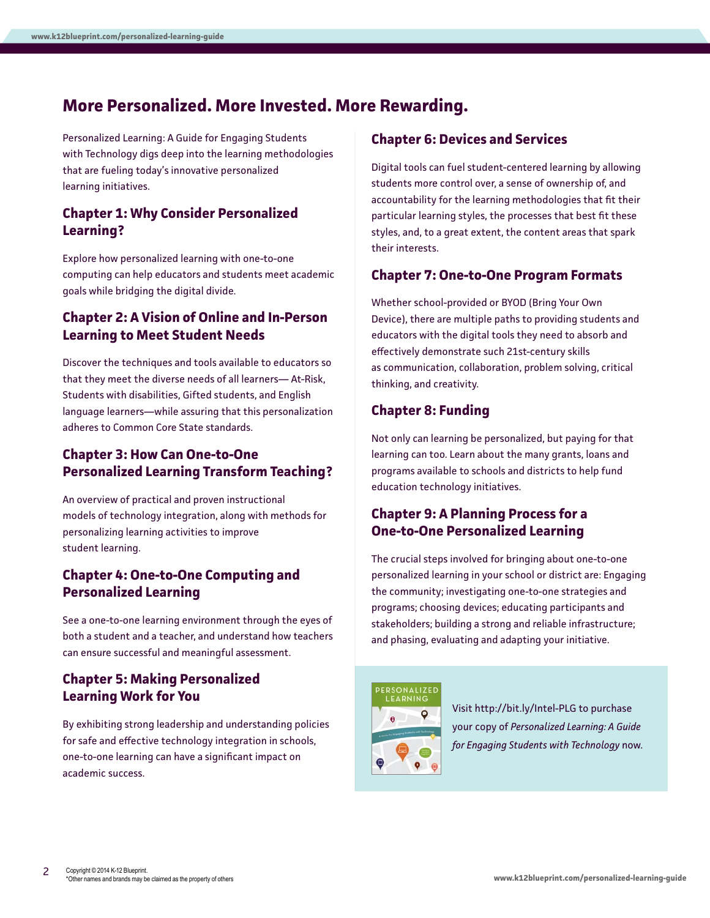# More Personalized. More Invested. More Rewarding.

Personalized Learning: A Guide for Engaging Students with Technology digs deep into the learning methodologies that are fueling today's innovative personalized learning initiatives.

## Chapter 1: Why Consider Personalized Learning?

Explore how personalized learning with one-to-one computing can help educators and students meet academic goals while bridging the digital divide.

## Chapter 2: A Vision of Online and In-Person Learning to Meet Student Needs

Discover the techniques and tools available to educators so that they meet the diverse needs of all learners— At-Risk, Students with disabilities, Gifted students, and English language learners—while assuring that this personalization adheres to Common Core State standards.

## Chapter 3: How Can One-to-One Personalized Learning Transform Teaching?

An overview of practical and proven instructional models of technology integration, along with methods for personalizing learning activities to improve student learning.

## Chapter 4: One-to-One Computing and Personalized Learning

See a one-to-one learning environment through the eyes of both a student and a teacher, and understand how teachers can ensure successful and meaningful assessment.

## Chapter 5: Making Personalized Learning Work for You

By exhibiting strong leadership and understanding policies for safe and effective technology integration in schools, one-to-one learning can have a significant impact on academic success.

## Chapter 6: Devices and Services

Digital tools can fuel student-centered learning by allowing students more control over, a sense of ownership of, and accountability for the learning methodologies that fit their particular learning styles, the processes that best fit these styles, and, to a great extent, the content areas that spark their interests.

## Chapter 7: One-to-One Program Formats

Whether school-provided or BYOD (Bring Your Own Device), there are multiple paths to providing students and educators with the digital tools they need to absorb and effectively demonstrate such 21st-century skills as communication, collaboration, problem solving, critical thinking, and creativity.

## Chapter 8: Funding

Not only can learning be personalized, but paying for that learning can too. Learn about the many grants, loans and programs available to schools and districts to help fund education technology initiatives.

## Chapter 9: A Planning Process for a One-to-One Personalized Learning

The crucial steps involved for bringing about one-to-one personalized learning in your school or district are: Engaging the community; investigating one-to-one strategies and programs; choosing devices; educating participants and stakeholders; building a strong and reliable infrastructure; and phasing, evaluating and adapting your initiative.

Visit http://bit.ly/Intel-PLG to purchase your copy of *Personalized Learning: A Guide for Engaging Students with Technology* now.

Copyright © 2014 K-12 Blueprint.
*Other names and brands may be claimed as the property of others